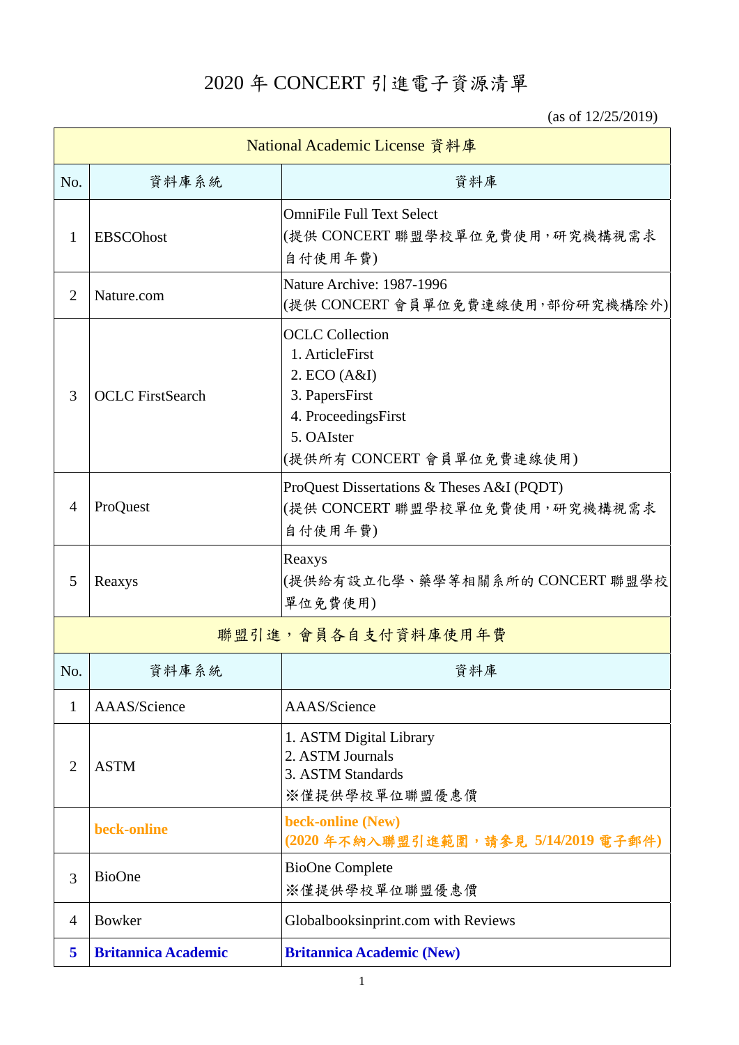# 2020 年 CONCERT 引進電子資源清單

(as of 12/25/2019)

| National Academic License 資料庫 | | |
|---|---|---|
| No. | 資料庫系統 | 資料庫 |
| 1 | EBSCOhost | OmniFile Full Text Select<br>(提供 CONCERT 聯盟學校單位免費使用，研究機構視需求自付使用年費) |
| 2 | Nature.com | Nature Archive: 1987-1996<br>(提供 CONCERT 會員單位免費連線使用，部份研究機構除外) |
| 3 | OCLC FirstSearch | OCLC Collection<br>1. ArticleFirst<br>2. ECO (A&I)<br>3. PapersFirst<br>4. ProceedingsFirst<br>5. OAIster<br>(提供所有 CONCERT 會員單位免費連線使用) |
| 4 | ProQuest | ProQuest Dissertations & Theses A&I (PQDT)<br>(提供 CONCERT 聯盟學校單位免費使用，研究機構視需求自付使用年費) |
| 5 | Reaxys | Reaxys<br>(提供給有設立化學、藥學等相關系所的 CONCERT 聯盟學校單位免費使用) |

| 聯盟引進，會員各自支付資料庫使用年費 | | |
|---|---|---|
| No. | 資料庫系統 | 資料庫 |
| 1 | AAAS/Science | AAAS/Science |
| 2 | ASTM | 1. ASTM Digital Library<br>2. ASTM Journals<br>3. ASTM Standards<br>※僅提供學校單位聯盟優惠價 |
| | **beck-online** | **beck-online (New)**<br>**(2020 年不納入聯盟引進範圍，請參見 5/14/2019 電子郵件)** |
| 3 | BioOne | BioOne Complete<br>※僅提供學校單位聯盟優惠價 |
| 4 | Bowker | Globalbooksinprint.com with Reviews |
| **5** | **Britannica Academic** | **Britannica Academic (New)** |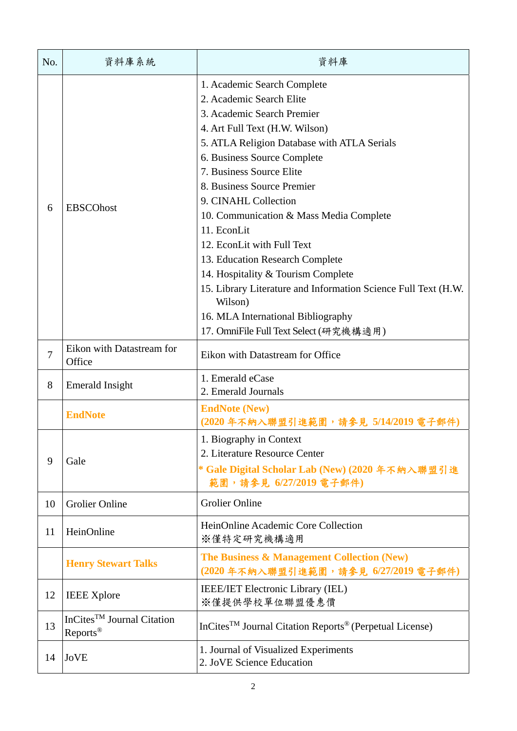| No. | 資料庫系統 | 資料庫 |
|---|---|---|
| 6 | EBSCOhost | 1. Academic Search Complete<br>2. Academic Search Elite<br>3. Academic Search Premier<br>4. Art Full Text (H.W. Wilson)<br>5. ATLA Religion Database with ATLA Serials<br>6. Business Source Complete<br>7. Business Source Elite<br>8. Business Source Premier<br>9. CINAHL Collection<br>10. Communication & Mass Media Complete<br>11. EconLit<br>12. EconLit with Full Text<br>13. Education Research Complete<br>14. Hospitality & Tourism Complete<br>15. Library Literature and Information Science Full Text (H.W. Wilson)<br>16. MLA International Bibliography<br>17. OmniFile Full Text Select (研究機構適用) |
| 7 | Eikon with Datastream for Office | Eikon with Datastream for Office |
| 8 | Emerald Insight | 1. Emerald eCase<br>2. Emerald Journals |
| | **EndNote** | **EndNote (New)**<br>**(2020 年不納入聯盟引進範圍，請參見 5/14/2019 電子郵件)** |
| 9 | Gale | 1. Biography in Context<br>2. Literature Resource Center<br>**\* Gale Digital Scholar Lab (New) (2020 年不納入聯盟引進範圍，請參見 6/27/2019 電子郵件)** |
| 10 | Grolier Online | Grolier Online |
| 11 | HeinOnline | HeinOnline Academic Core Collection<br>※僅特定研究機構適用 |
| | **Henry Stewart Talks** | **The Business & Management Collection (New)**<br>**(2020 年不納入聯盟引進範圍，請參見 6/27/2019 電子郵件)** |
| 12 | IEEE Xplore | IEEE/IET Electronic Library (IEL)<br>※僅提供學校單位聯盟優惠價 |
| 13 | InCites™ Journal Citation Reports® | InCites™ Journal Citation Reports® (Perpetual License) |
| 14 | JoVE | 1. Journal of Visualized Experiments<br>2. JoVE Science Education |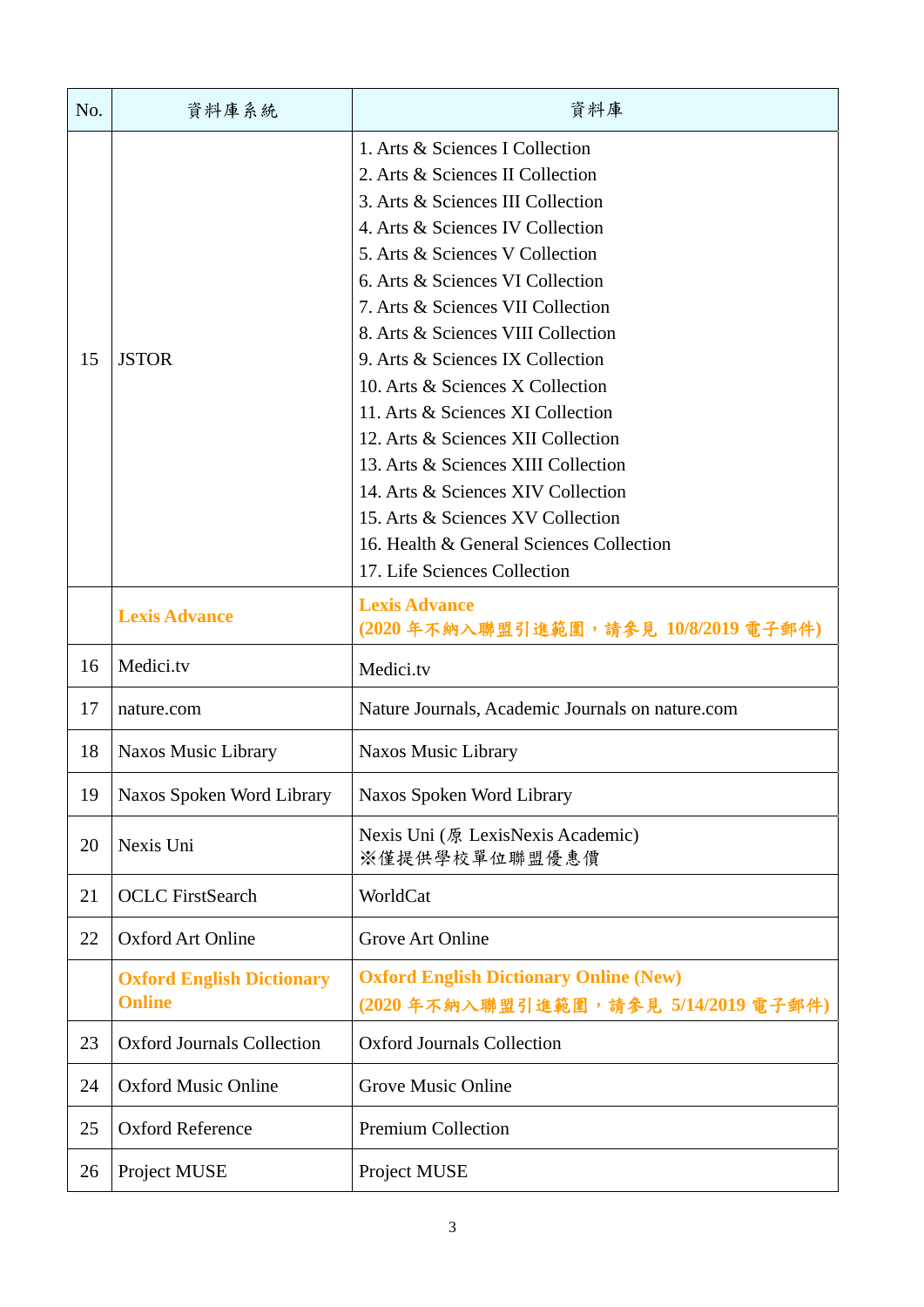| No. | 資料庫系統 | 資料庫 |
| --- | --- | --- |
| 15 | JSTOR | 1. Arts & Sciences I Collection<br>2. Arts & Sciences II Collection<br>3. Arts & Sciences III Collection<br>4. Arts & Sciences IV Collection<br>5. Arts & Sciences V Collection<br>6. Arts & Sciences VI Collection<br>7. Arts & Sciences VII Collection<br>8. Arts & Sciences VIII Collection<br>9. Arts & Sciences IX Collection<br>10. Arts & Sciences X Collection<br>11. Arts & Sciences XI Collection<br>12. Arts & Sciences XII Collection<br>13. Arts & Sciences XIII Collection<br>14. Arts & Sciences XIV Collection<br>15. Arts & Sciences XV Collection<br>16. Health & General Sciences Collection<br>17. Life Sciences Collection |
| | **Lexis Advance** | **Lexis Advance**<br>**(2020 年不納入聯盟引進範圍，請參見 10/8/2019 電子郵件)** |
| 16 | Medici.tv | Medici.tv |
| 17 | nature.com | Nature Journals, Academic Journals on nature.com |
| 18 | Naxos Music Library | Naxos Music Library |
| 19 | Naxos Spoken Word Library | Naxos Spoken Word Library |
| 20 | Nexis Uni | Nexis Uni (原 LexisNexis Academic)<br>※僅提供學校單位聯盟優惠價 |
| 21 | OCLC FirstSearch | WorldCat |
| 22 | Oxford Art Online | Grove Art Online |
| | **Oxford English Dictionary Online** | **Oxford English Dictionary Online (New)**<br>**(2020 年不納入聯盟引進範圍，請參見 5/14/2019 電子郵件)** |
| 23 | Oxford Journals Collection | Oxford Journals Collection |
| 24 | Oxford Music Online | Grove Music Online |
| 25 | Oxford Reference | Premium Collection |
| 26 | Project MUSE | Project MUSE |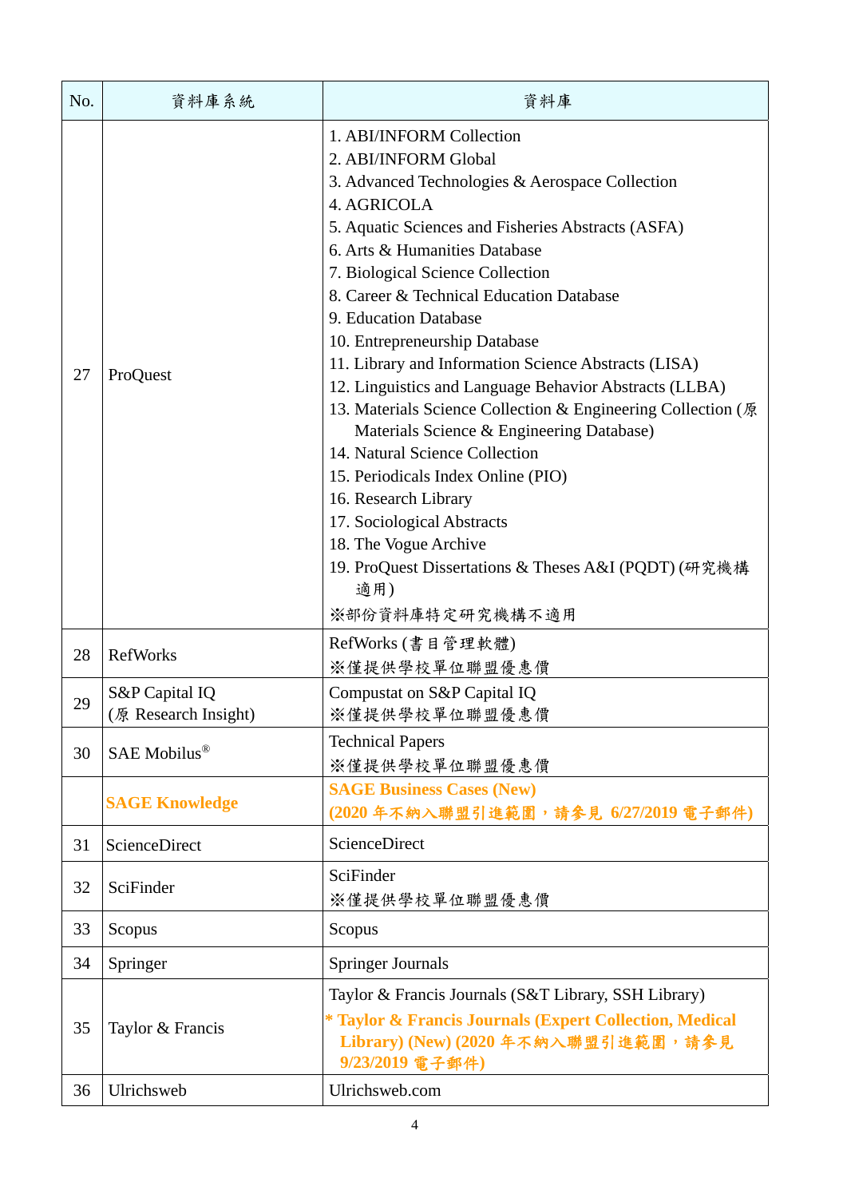| No. | 資料庫系統 | 資料庫 |
|---|---|---|
| 27 | ProQuest | 1. ABI/INFORM Collection<br>2. ABI/INFORM Global<br>3. Advanced Technologies & Aerospace Collection<br>4. AGRICOLA<br>5. Aquatic Sciences and Fisheries Abstracts (ASFA)<br>6. Arts & Humanities Database<br>7. Biological Science Collection<br>8. Career & Technical Education Database<br>9. Education Database<br>10. Entrepreneurship Database<br>11. Library and Information Science Abstracts (LISA)<br>12. Linguistics and Language Behavior Abstracts (LLBA)<br>13. Materials Science Collection & Engineering Collection (原 Materials Science & Engineering Database)<br>14. Natural Science Collection<br>15. Periodicals Index Online (PIO)<br>16. Research Library<br>17. Sociological Abstracts<br>18. The Vogue Archive<br>19. ProQuest Dissertations & Theses A&I (PQDT) (研究機構適用)<br>※部份資料庫特定研究機構不適用 |
| 28 | RefWorks | RefWorks (書目管理軟體)<br>※僅提供學校單位聯盟優惠價 |
| 29 | S&P Capital IQ<br>(原 Research Insight) | Compustat on S&P Capital IQ<br>※僅提供學校單位聯盟優惠價 |
| 30 | SAE Mobilus® | Technical Papers<br>※僅提供學校單位聯盟優惠價 |
| | **SAGE Knowledge** | **SAGE Business Cases (New)**<br>**(2020 年不納入聯盟引進範圍，請參見 6/27/2019 電子郵件)** |
| 31 | ScienceDirect | ScienceDirect |
| 32 | SciFinder | SciFinder<br>※僅提供學校單位聯盟優惠價 |
| 33 | Scopus | Scopus |
| 34 | Springer | Springer Journals |
| 35 | Taylor & Francis | Taylor & Francis Journals (S&T Library, SSH Library)<br>**\* Taylor & Francis Journals (Expert Collection, Medical Library) (New) (2020 年不納入聯盟引進範圍，請參見 9/23/2019 電子郵件)** |
| 36 | Ulrichsweb | Ulrichsweb.com |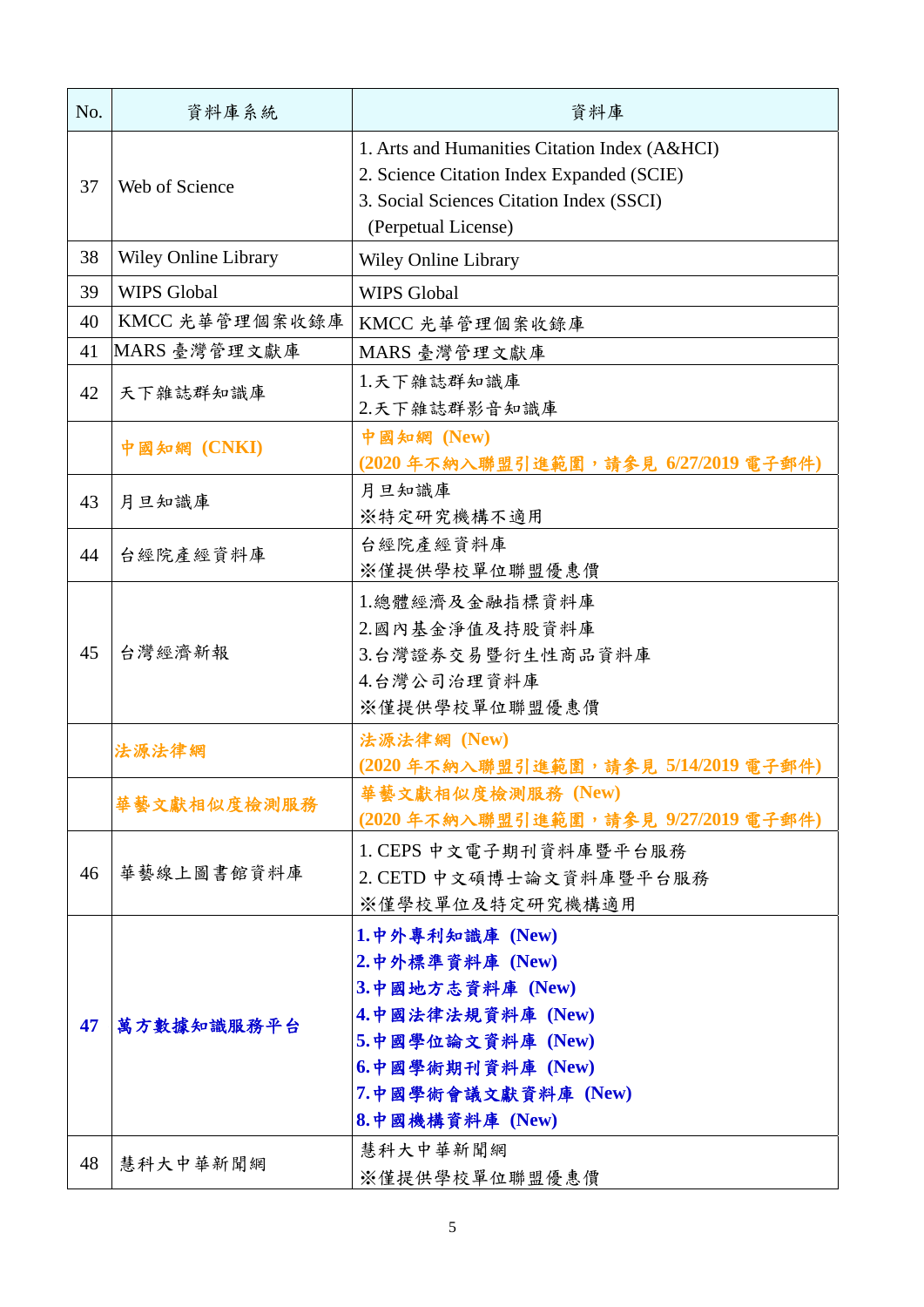| No. | 資料庫系統 | 資料庫 |
|---|---|---|
| 37 | Web of Science | 1. Arts and Humanities Citation Index (A&HCI)<br>2. Science Citation Index Expanded (SCIE)<br>3. Social Sciences Citation Index (SSCI)<br>(Perpetual License) |
| 38 | Wiley Online Library | Wiley Online Library |
| 39 | WIPS Global | WIPS Global |
| 40 | KMCC 光華管理個案收錄庫 | KMCC 光華管理個案收錄庫 |
| 41 | MARS 臺灣管理文獻庫 | MARS 臺灣管理文獻庫 |
| 42 | 天下雜誌群知識庫 | 1.天下雜誌群知識庫<br>2.天下雜誌群影音知識庫 |
| | **中國知網 (CNKI)** | **中國知網 (New)**<br>**(2020 年不納入聯盟引進範圍，請參見 6/27/2019 電子郵件)** |
| 43 | 月旦知識庫 | 月旦知識庫<br>※特定研究機構不適用 |
| 44 | 台經院產經資料庫 | 台經院產經資料庫<br>※僅提供學校單位聯盟優惠價 |
| 45 | 台灣經濟新報 | 1.總體經濟及金融指標資料庫<br>2.國內基金淨值及持股資料庫<br>3.台灣證券交易暨衍生性商品資料庫<br>4.台灣公司治理資料庫<br>※僅提供學校單位聯盟優惠價 |
| | **法源法律網** | **法源法律網 (New)**<br>**(2020 年不納入聯盟引進範圍，請參見 5/14/2019 電子郵件)** |
| | **華藝文獻相似度檢測服務** | **華藝文獻相似度檢測服務 (New)**<br>**(2020 年不納入聯盟引進範圍，請參見 9/27/2019 電子郵件)** |
| 46 | 華藝線上圖書館資料庫 | 1. CEPS 中文電子期刊資料庫暨平台服務<br>2. CETD 中文碩博士論文資料庫暨平台服務<br>※僅學校單位及特定研究機構適用 |
| **47** | **萬方數據知識服務平台** | **1.中外專利知識庫 (New)**<br>**2.中外標準資料庫 (New)**<br>**3.中國地方志資料庫 (New)**<br>**4.中國法律法規資料庫 (New)**<br>**5.中國學位論文資料庫 (New)**<br>**6.中國學術期刊資料庫 (New)**<br>**7.中國學術會議文獻資料庫 (New)**<br>**8.中國機構資料庫 (New)** |
| 48 | 慧科大中華新聞網 | 慧科大中華新聞網<br>※僅提供學校單位聯盟優惠價 |